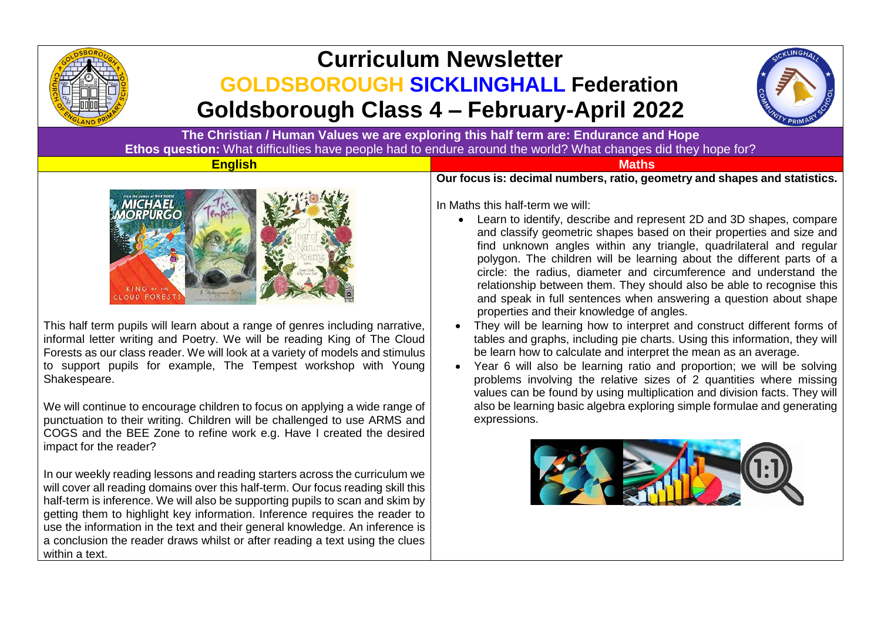# Curriculum Newsletter

## GOLDSBOROUGH SICKLINGHALL Federation

## Goldsborough Class 4 – February-April 2022

**The Christian / Human Values we are exploring this half term are: Endurance and Hope**

**Ethos question:** What difficulties have people had to endure around the world? What changes did they hope for?

### English

This half term pupils will learn about a range of genres including narrative, informal letter writing and Poetry. We will be reading King of The Cloud Forests as our class reader. We will look at a variety of models and stimulus to support pupils for example, The Tempest workshop with Young Shakespeare.

We will continue to encourage children to focus on applying a wide range of punctuation to their writing. Children will be challenged to use ARMS and COGS and the BEE Zone to refine work e.g. Have I created the desired impact for the reader?

In our weekly reading lessons and reading starters across the curriculum we will cover all reading domains over this half-term. Our focus reading skill this half-term is inference. We will also be supporting pupils to scan and skim by getting them to highlight key information. Inference requires the reader to use the information in the text and their general knowledge. An inference is a conclusion the reader draws whilst or after reading a text using the clues within a text.

### Maths

**Our focus is: decimal numbers, ratio, geometry and shapes and statistics.**

In Maths this half-term we will:

- Learn to identify, describe and represent 2D and 3D shapes, compare and classify geometric shapes based on their properties and size and find unknown angles within any triangle, quadrilateral and regular polygon. The children will be learning about the different parts of a circle: the radius, diameter and circumference and understand the relationship between them. They should also be able to recognise this and speak in full sentences when answering a question about shape properties and their knowledge of angles.
- They will be learning how to interpret and construct different forms of tables and graphs, including pie charts. Using this information, they will be learn how to calculate and interpret the mean as an average.
- Year 6 will also be learning ratio and proportion; we will be solving problems involving the relative sizes of 2 quantities where missing values can be found by using multiplication and division facts. They will also be learning basic algebra exploring simple formulae and generating expressions.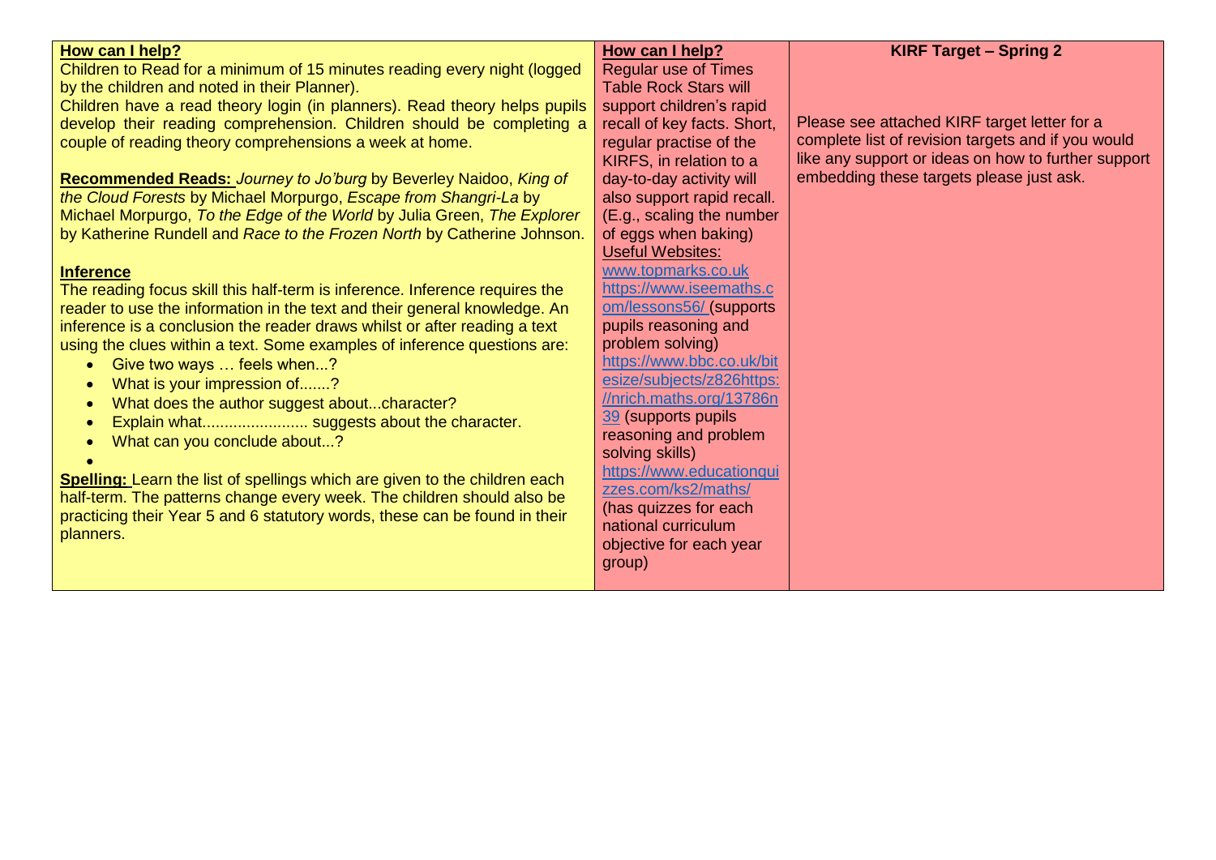**How can I help?**

Children to Read for a minimum of 15 minutes reading every night (logged by the children and noted in their Planner).

Children have a read theory login (in planners). Read theory helps pupils develop their reading comprehension. Children should be completing a couple of reading theory comprehensions a week at home.

**Recommended Reads:** *Journey to Jo'burg* by Beverley Naidoo, *King of the Cloud Forests* by Michael Morpurgo, *Escape from Shangri-La* by Michael Morpurgo, *To the Edge of the World* by Julia Green, *The Explorer* by Katherine Rundell and *Race to the Frozen North* by Catherine Johnson.

**Inference**

The reading focus skill this half-term is inference. Inference requires the reader to use the information in the text and their general knowledge. An inference is a conclusion the reader draws whilst or after reading a text using the clues within a text. Some examples of inference questions are:

- Give two ways … feels when...?
- What is your impression of.......?
- What does the author suggest about...character?
- Explain what........................ suggests about the character.
- What can you conclude about...?
-

**Spelling:** Learn the list of spellings which are given to the children each half-term. The patterns change every week. The children should also be practicing their Year 5 and 6 statutory words, these can be found in their planners.

**How can I help?**

Regular use of Times Table Rock Stars will support children's rapid recall of key facts. Short, regular practise of the KIRFS, in relation to a day-to-day activity will also support rapid recall. (E.g., scaling the number of eggs when baking)

Useful Websites:

www.topmarks.co.uk

https://www.iseemaths.com/lessons56/ (supports pupils reasoning and problem solving)

https://www.bbc.co.uk/bitesize/subjects/z826https://nrich.maths.org/1378639 (supports pupils reasoning and problem solving skills)

https://www.educationquizzes.com/ks2/maths/ (has quizzes for each national curriculum objective for each year group)

**KIRF Target – Spring 2**

Please see attached KIRF target letter for a complete list of revision targets and if you would like any support or ideas on how to further support embedding these targets please just ask.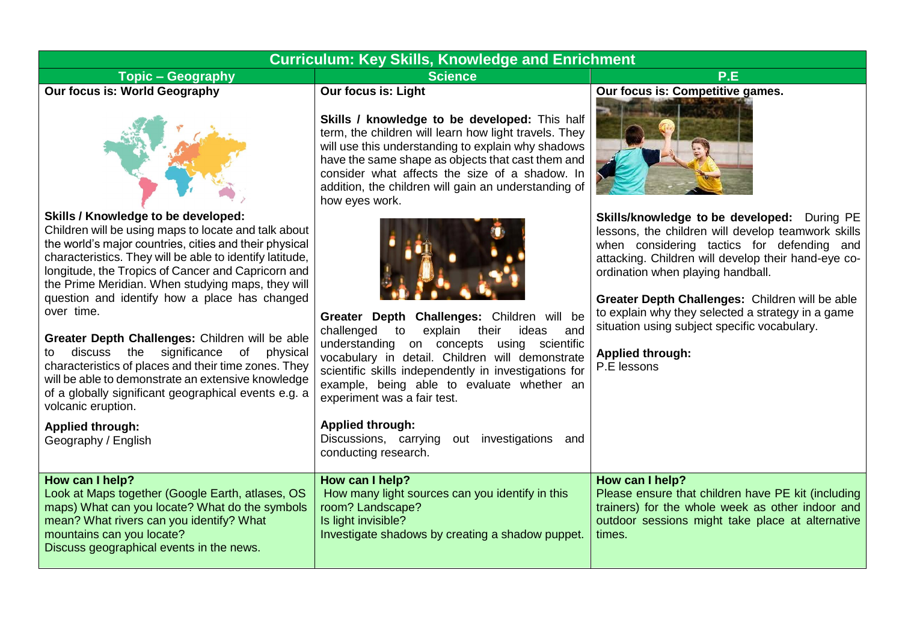# Curriculum: Key Skills, Knowledge and Enrichment

| Topic – Geography | Science | P.E |
|---|---|---|
| **Our focus is: World Geography** | **Our focus is: Light** | **Our focus is: Competitive games.** |
| **Skills / Knowledge to be developed:** Children will be using maps to locate and talk about the world's major countries, cities and their physical characteristics. They will be able to identify latitude, longitude, the Tropics of Cancer and Capricorn and the Prime Meridian. When studying maps, they will question and identify how a place has changed over time.<br><br>**Greater Depth Challenges:** Children will be able to discuss the significance of physical characteristics of places and their time zones. They will be able to demonstrate an extensive knowledge of a globally significant geographical events e.g. a volcanic eruption.<br><br>**Applied through:**<br>Geography / English | **Skills / knowledge to be developed:** This half term, the children will learn how light travels. They will use this understanding to explain why shadows have the same shape as objects that cast them and consider what affects the size of a shadow. In addition, the children will gain an understanding of how eyes work.<br><br>**Greater Depth Challenges:** Children will be challenged to explain their ideas and understanding on concepts using scientific vocabulary in detail. Children will demonstrate scientific skills independently in investigations for example, being able to evaluate whether an experiment was a fair test.<br><br>**Applied through:**<br>Discussions, carrying out investigations and conducting research. | **Skills/knowledge to be developed:** During PE lessons, the children will develop teamwork skills when considering tactics for defending and attacking. Children will develop their hand-eye co-ordination when playing handball.<br><br>**Greater Depth Challenges:** Children will be able to explain why they selected a strategy in a game situation using subject specific vocabulary.<br><br>**Applied through:**<br>P.E lessons |
| **How can I help?**<br>Look at Maps together (Google Earth, atlases, OS maps) What can you locate? What do the symbols mean? What rivers can you identify? What mountains can you locate?<br>Discuss geographical events in the news. | **How can I help?**<br>How many light sources can you identify in this room? Landscape?<br>Is light invisible?<br>Investigate shadows by creating a shadow puppet. | **How can I help?**<br>Please ensure that children have PE kit (including trainers) for the whole week as other indoor and outdoor sessions might take place at alternative times. |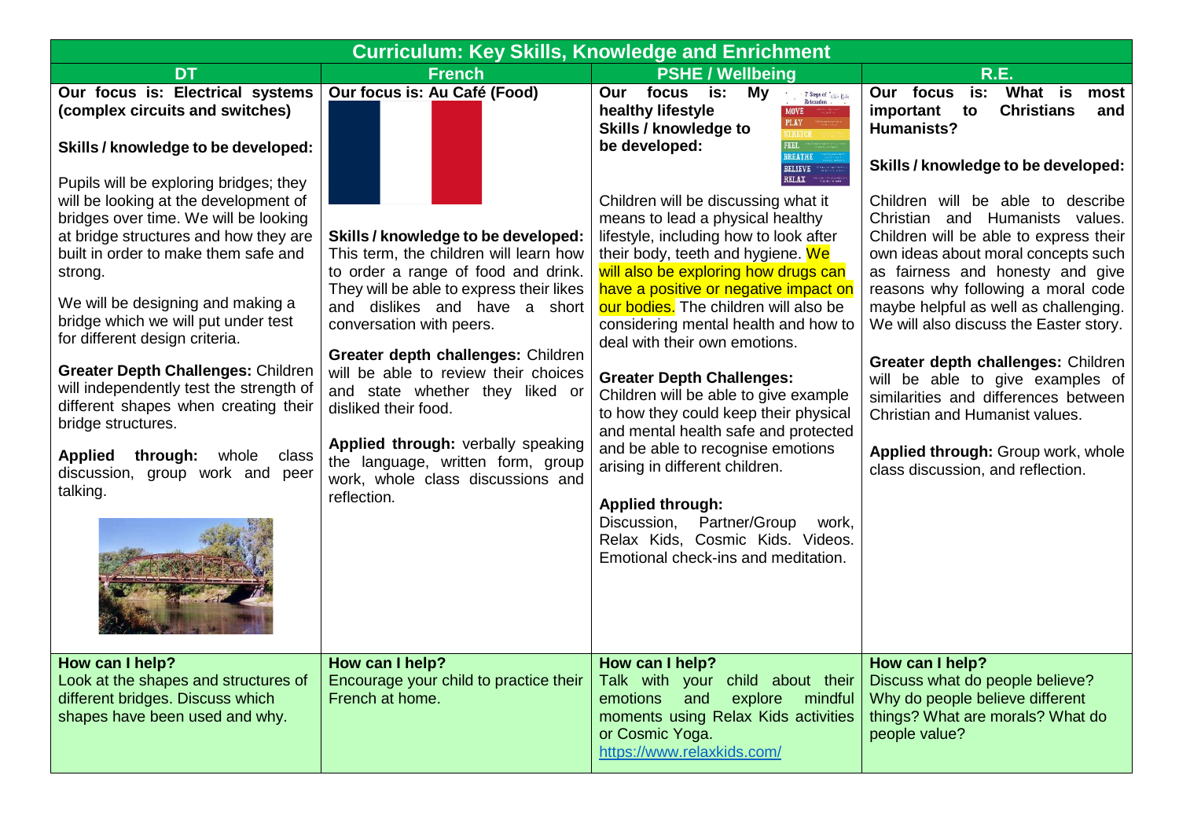# Curriculum: Key Skills, Knowledge and Enrichment

| DT | French | PSHE / Wellbeing | R.E. |
|---|---|---|---|
| **Our focus is: Electrical systems (complex circuits and switches)**<br><br>**Skills / knowledge to be developed:**<br><br>Pupils will be exploring bridges; they will be looking at the development of bridges over time. We will be looking at bridge structures and how they are built in order to make them safe and strong.<br><br>We will be designing and making a bridge which we will put under test for different design criteria.<br><br>**Greater Depth Challenges:** Children will independently test the strength of different shapes when creating their bridge structures.<br><br>**Applied through:** whole class discussion, group work and peer talking. | **Our focus is: Au Café (Food)**<br><br>**Skills / knowledge to be developed:** This term, the children will learn how to order a range of food and drink. They will be able to express their likes and dislikes and have a short conversation with peers.<br><br>**Greater depth challenges:** Children will be able to review their choices and state whether they liked or disliked their food.<br><br>**Applied through:** verbally speaking the language, written form, group work, whole class discussions and reflection. | **Our focus is: My healthy lifestyle**<br>**Skills / knowledge to be developed:**<br><br>Children will be discussing what it means to lead a physical healthy lifestyle, including how to look after their body, teeth and hygiene. We will also be exploring how drugs can have a positive or negative impact on our bodies. The children will also be considering mental health and how to deal with their own emotions.<br><br>**Greater Depth Challenges:**<br>Children will be able to give example to how they could keep their physical and mental health safe and protected and be able to recognise emotions arising in different children.<br><br>**Applied through:**<br>Discussion, Partner/Group work, Relax Kids, Cosmic Kids. Videos. Emotional check-ins and meditation. | **Our focus is: What is most important to Christians and Humanists?**<br><br>**Skills / knowledge to be developed:**<br><br>Children will be able to describe Christian and Humanists values. Children will be able to express their own ideas about moral concepts such as fairness and honesty and give reasons why following a moral code maybe helpful as well as challenging. We will also discuss the Easter story.<br><br>**Greater depth challenges:** Children will be able to give examples of similarities and differences between Christian and Humanist values.<br><br>**Applied through:** Group work, whole class discussion, and reflection. |
| **How can I help?**<br>Look at the shapes and structures of different bridges. Discuss which shapes have been used and why. | **How can I help?**<br>Encourage your child to practice their French at home. | **How can I help?**<br>Talk with your child about their emotions and explore mindful moments using Relax Kids activities or Cosmic Yoga.<br>https://www.relaxkids.com/ | **How can I help?**<br>Discuss what do people believe? Why do people believe different things? What are morals? What do people value? |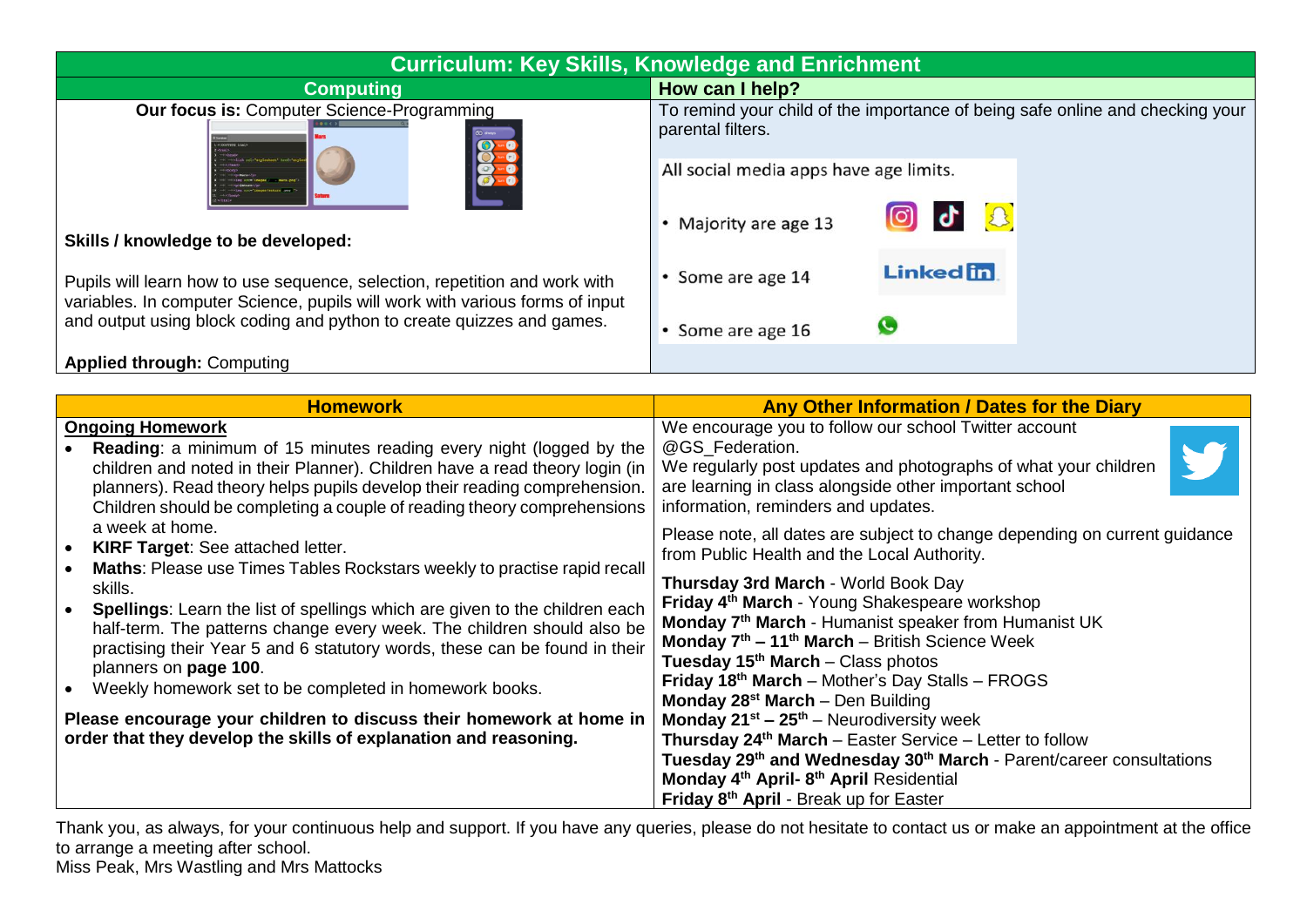## Curriculum: Key Skills, Knowledge and Enrichment

### Computing

**Our focus is:** Computer Science-Programming

**Skills / knowledge to be developed:**

Pupils will learn how to use sequence, selection, repetition and work with variables. In computer Science, pupils will work with various forms of input and output using block coding and python to create quizzes and games.

**Applied through:** Computing

### How can I help?

To remind your child of the importance of being safe online and checking your parental filters.

All social media apps have age limits.

- Majority are age 13
- Some are age 14
- Some are age 16

## Homework

**Ongoing Homework**

- **Reading**: a minimum of 15 minutes reading every night (logged by the children and noted in their Planner). Children have a read theory login (in planners). Read theory helps pupils develop their reading comprehension. Children should be completing a couple of reading theory comprehensions a week at home.
- **KIRF Target**: See attached letter.
- **Maths**: Please use Times Tables Rockstars weekly to practise rapid recall skills.
- **Spellings**: Learn the list of spellings which are given to the children each half-term. The patterns change every week. The children should also be practising their Year 5 and 6 statutory words, these can be found in their planners on **page 100**.
- Weekly homework set to be completed in homework books.

**Please encourage your children to discuss their homework at home in order that they develop the skills of explanation and reasoning.**

## Any Other Information / Dates for the Diary

We encourage you to follow our school Twitter account @GS_Federation.
We regularly post updates and photographs of what your children are learning in class alongside other important school information, reminders and updates.

Please note, all dates are subject to change depending on current guidance from Public Health and the Local Authority.

**Thursday 3rd March** - World Book Day
**Friday 4th March** - Young Shakespeare workshop
**Monday 7th March** - Humanist speaker from Humanist UK
**Monday 7th – 11th March** – British Science Week
**Tuesday 15th March** – Class photos
**Friday 18th March** – Mother's Day Stalls – FROGS
**Monday 28st March** – Den Building
**Monday 21st – 25th** – Neurodiversity week
**Thursday 24th March** – Easter Service – Letter to follow
**Tuesday 29th and Wednesday 30th March** - Parent/career consultations
**Monday 4th April- 8th April** Residential
**Friday 8th April** - Break up for Easter

Thank you, as always, for your continuous help and support. If you have any queries, please do not hesitate to contact us or make an appointment at the office to arrange a meeting after school.
Miss Peak, Mrs Wastling and Mrs Mattocks